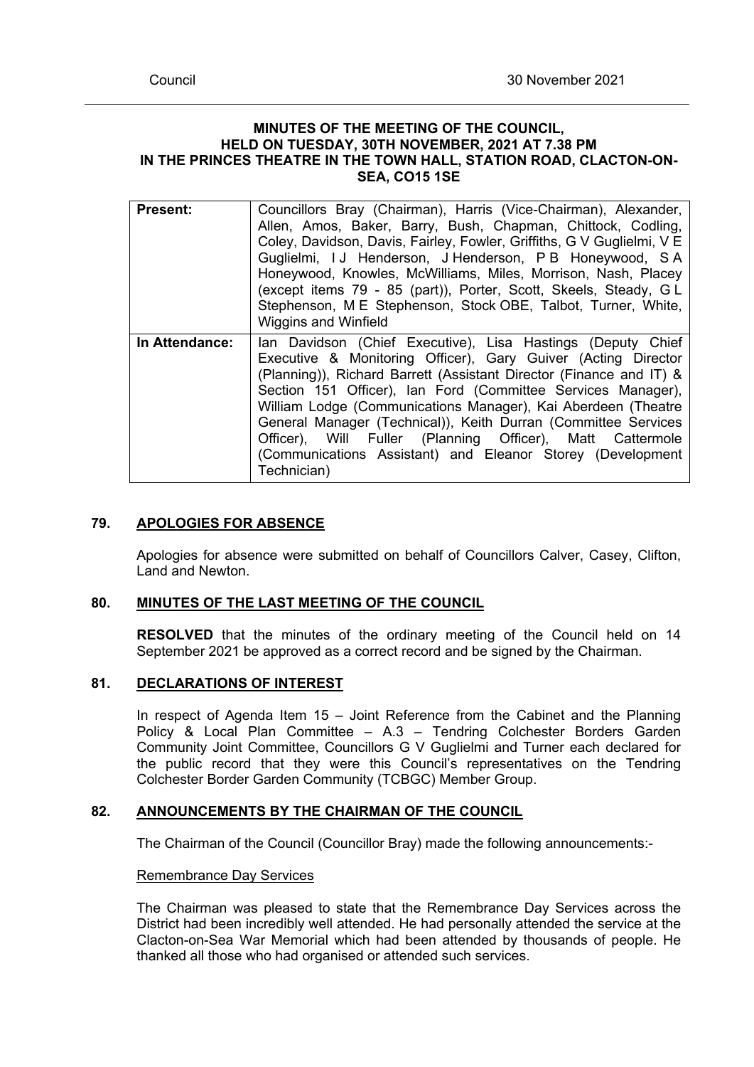**MINUTES OF THE MEETING OF THE COUNCIL, HELD ON TUESDAY, 30TH NOVEMBER, 2021 AT 7.38 PM IN THE PRINCES THEATRE IN THE TOWN HALL, STATION ROAD, CLACTON-ON-SEA, CO15 1SE**

| | |
|---|---|
| **Present:** | Councillors Bray (Chairman), Harris (Vice-Chairman), Alexander, Allen, Amos, Baker, Barry, Bush, Chapman, Chittock, Codling, Coley, Davidson, Davis, Fairley, Fowler, Griffiths, G V Guglielmi, V E Guglielmi, I J Henderson, J Henderson, P B Honeywood, S A Honeywood, Knowles, McWilliams, Miles, Morrison, Nash, Placey (except items 79 - 85 (part)), Porter, Scott, Skeels, Steady, G L Stephenson, M E Stephenson, Stock OBE, Talbot, Turner, White, Wiggins and Winfield |
| **In Attendance:** | Ian Davidson (Chief Executive), Lisa Hastings (Deputy Chief Executive & Monitoring Officer), Gary Guiver (Acting Director (Planning)), Richard Barrett (Assistant Director (Finance and IT) & Section 151 Officer), Ian Ford (Committee Services Manager), William Lodge (Communications Manager), Kai Aberdeen (Theatre General Manager (Technical)), Keith Durran (Committee Services Officer), Will Fuller (Planning Officer), Matt Cattermole (Communications Assistant) and Eleanor Storey (Development Technician) |

## 79. APOLOGIES FOR ABSENCE

Apologies for absence were submitted on behalf of Councillors Calver, Casey, Clifton, Land and Newton.

## 80. MINUTES OF THE LAST MEETING OF THE COUNCIL

**RESOLVED** that the minutes of the ordinary meeting of the Council held on 14 September 2021 be approved as a correct record and be signed by the Chairman.

## 81. DECLARATIONS OF INTEREST

In respect of Agenda Item 15 – Joint Reference from the Cabinet and the Planning Policy & Local Plan Committee – A.3 – Tendring Colchester Borders Garden Community Joint Committee, Councillors G V Guglielmi and Turner each declared for the public record that they were this Council's representatives on the Tendring Colchester Border Garden Community (TCBGC) Member Group.

## 82. ANNOUNCEMENTS BY THE CHAIRMAN OF THE COUNCIL

The Chairman of the Council (Councillor Bray) made the following announcements:-

Remembrance Day Services

The Chairman was pleased to state that the Remembrance Day Services across the District had been incredibly well attended. He had personally attended the service at the Clacton-on-Sea War Memorial which had been attended by thousands of people. He thanked all those who had organised or attended such services.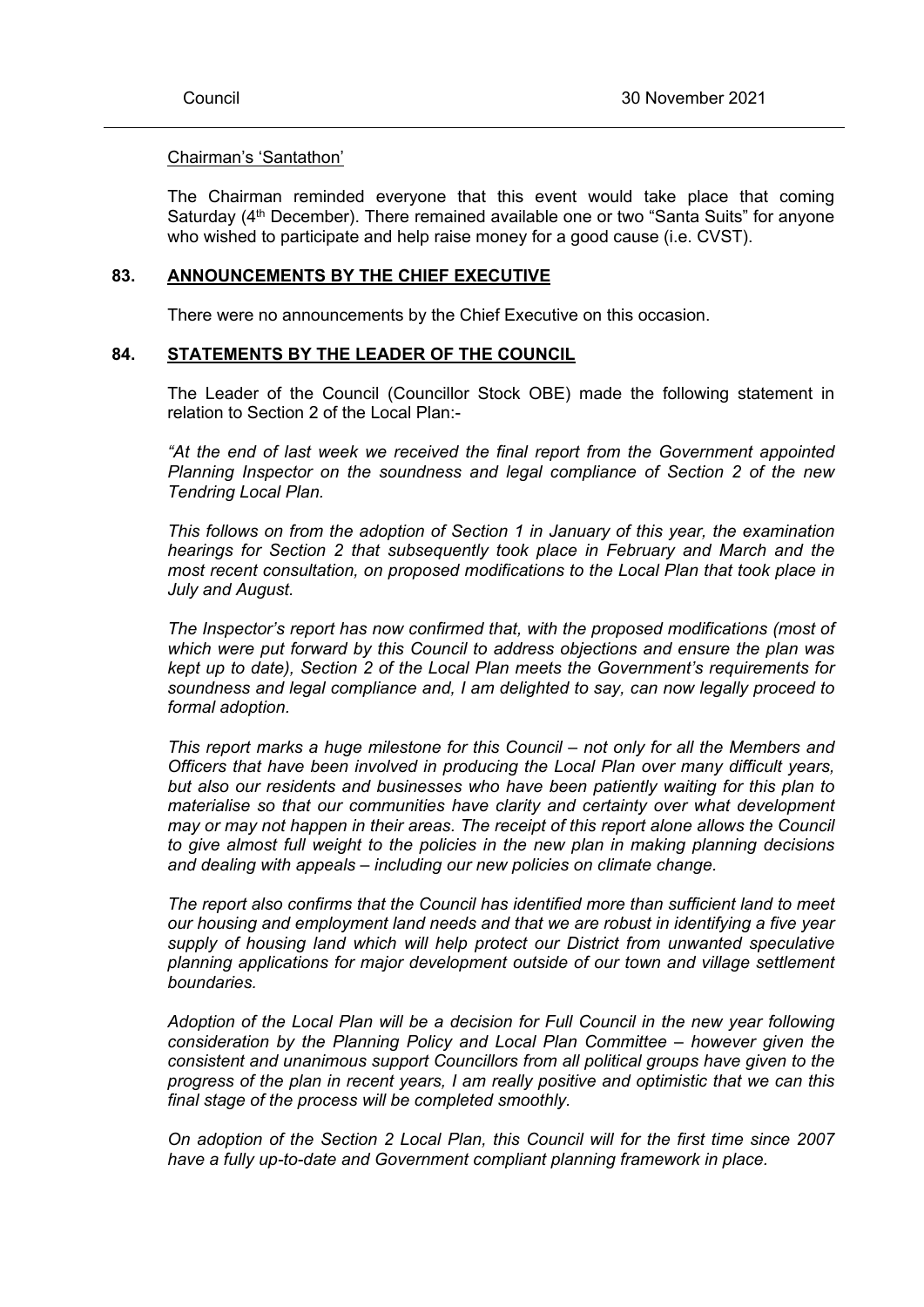Chairman's 'Santathon'

The Chairman reminded everyone that this event would take place that coming Saturday (4th December). There remained available one or two "Santa Suits" for anyone who wished to participate and help raise money for a good cause (i.e. CVST).

## 83. ANNOUNCEMENTS BY THE CHIEF EXECUTIVE

There were no announcements by the Chief Executive on this occasion.

## 84. STATEMENTS BY THE LEADER OF THE COUNCIL

The Leader of the Council (Councillor Stock OBE) made the following statement in relation to Section 2 of the Local Plan:-

*"At the end of last week we received the final report from the Government appointed Planning Inspector on the soundness and legal compliance of Section 2 of the new Tendring Local Plan.*

*This follows on from the adoption of Section 1 in January of this year, the examination hearings for Section 2 that subsequently took place in February and March and the most recent consultation, on proposed modifications to the Local Plan that took place in July and August.*

*The Inspector's report has now confirmed that, with the proposed modifications (most of which were put forward by this Council to address objections and ensure the plan was kept up to date), Section 2 of the Local Plan meets the Government's requirements for soundness and legal compliance and, I am delighted to say, can now legally proceed to formal adoption.*

*This report marks a huge milestone for this Council – not only for all the Members and Officers that have been involved in producing the Local Plan over many difficult years, but also our residents and businesses who have been patiently waiting for this plan to materialise so that our communities have clarity and certainty over what development may or may not happen in their areas. The receipt of this report alone allows the Council to give almost full weight to the policies in the new plan in making planning decisions and dealing with appeals – including our new policies on climate change.*

*The report also confirms that the Council has identified more than sufficient land to meet our housing and employment land needs and that we are robust in identifying a five year supply of housing land which will help protect our District from unwanted speculative planning applications for major development outside of our town and village settlement boundaries.*

*Adoption of the Local Plan will be a decision for Full Council in the new year following consideration by the Planning Policy and Local Plan Committee – however given the consistent and unanimous support Councillors from all political groups have given to the progress of the plan in recent years, I am really positive and optimistic that we can this final stage of the process will be completed smoothly.*

*On adoption of the Section 2 Local Plan, this Council will for the first time since 2007 have a fully up-to-date and Government compliant planning framework in place.*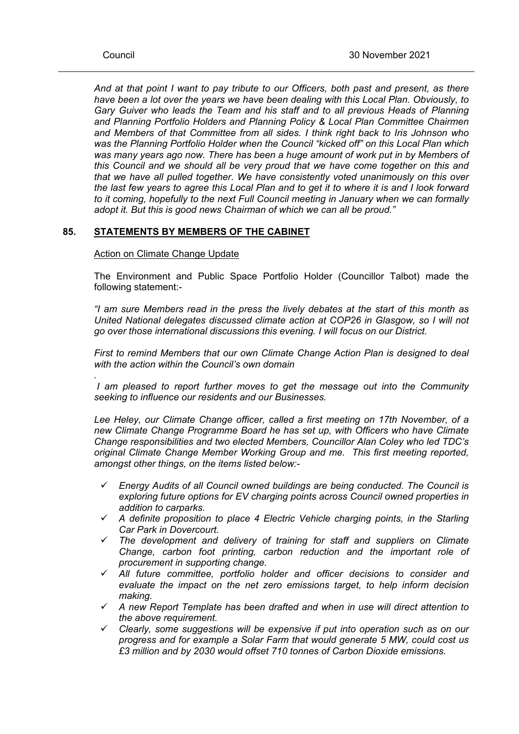*And at that point I want to pay tribute to our Officers, both past and present, as there have been a lot over the years we have been dealing with this Local Plan. Obviously, to Gary Guiver who leads the Team and his staff and to all previous Heads of Planning and Planning Portfolio Holders and Planning Policy & Local Plan Committee Chairmen and Members of that Committee from all sides. I think right back to Iris Johnson who was the Planning Portfolio Holder when the Council "kicked off" on this Local Plan which was many years ago now. There has been a huge amount of work put in by Members of this Council and we should all be very proud that we have come together on this and that we have all pulled together. We have consistently voted unanimously on this over the last few years to agree this Local Plan and to get it to where it is and I look forward to it coming, hopefully to the next Full Council meeting in January when we can formally adopt it. But this is good news Chairman of which we can all be proud."*

## 85. STATEMENTS BY MEMBERS OF THE CABINET

Action on Climate Change Update

The Environment and Public Space Portfolio Holder (Councillor Talbot) made the following statement:-

*"I am sure Members read in the press the lively debates at the start of this month as United National delegates discussed climate action at COP26 in Glasgow, so I will not go over those international discussions this evening. I will focus on our District.*

*First to remind Members that our own Climate Change Action Plan is designed to deal with the action within the Council's own domain*

.

*I am pleased to report further moves to get the message out into the Community seeking to influence our residents and our Businesses.*

*Lee Heley, our Climate Change officer, called a first meeting on 17th November, of a new Climate Change Programme Board he has set up, with Officers who have Climate Change responsibilities and two elected Members, Councillor Alan Coley who led TDC's original Climate Change Member Working Group and me. This first meeting reported, amongst other things, on the items listed below:-*

- ✓ *Energy Audits of all Council owned buildings are being conducted. The Council is exploring future options for EV charging points across Council owned properties in addition to carparks.*
- ✓ *A definite proposition to place 4 Electric Vehicle charging points, in the Starling Car Park in Dovercourt.*
- ✓ *The development and delivery of training for staff and suppliers on Climate Change, carbon foot printing, carbon reduction and the important role of procurement in supporting change.*
- ✓ *All future committee, portfolio holder and officer decisions to consider and evaluate the impact on the net zero emissions target, to help inform decision making.*
- ✓ *A new Report Template has been drafted and when in use will direct attention to the above requirement.*
- ✓ *Clearly, some suggestions will be expensive if put into operation such as on our progress and for example a Solar Farm that would generate 5 MW, could cost us £3 million and by 2030 would offset 710 tonnes of Carbon Dioxide emissions.*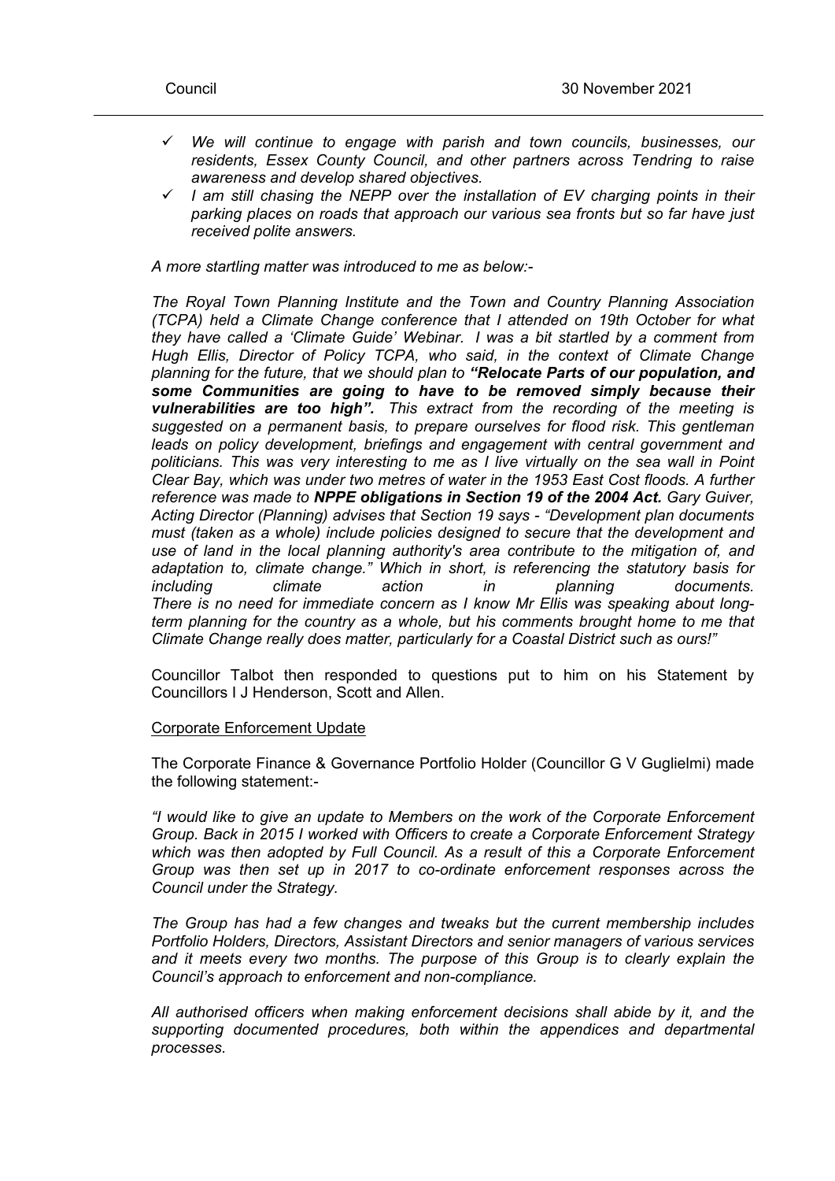- ✓ *We will continue to engage with parish and town councils, businesses, our residents, Essex County Council, and other partners across Tendring to raise awareness and develop shared objectives.*
- ✓ *I am still chasing the NEPP over the installation of EV charging points in their parking places on roads that approach our various sea fronts but so far have just received polite answers.*

*A more startling matter was introduced to me as below:-*

*The Royal Town Planning Institute and the Town and Country Planning Association (TCPA) held a Climate Change conference that I attended on 19th October for what they have called a 'Climate Guide' Webinar. I was a bit startled by a comment from Hugh Ellis, Director of Policy TCPA, who said, in the context of Climate Change planning for the future, that we should plan to **"Relocate Parts of our population, and some Communities are going to have to be removed simply because their vulnerabilities are too high".** This extract from the recording of the meeting is suggested on a permanent basis, to prepare ourselves for flood risk. This gentleman leads on policy development, briefings and engagement with central government and politicians. This was very interesting to me as I live virtually on the sea wall in Point Clear Bay, which was under two metres of water in the 1953 East Cost floods. A further reference was made to **NPPE obligations in Section 19 of the 2004 Act.** Gary Guiver, Acting Director (Planning) advises that Section 19 says - "Development plan documents must (taken as a whole) include policies designed to secure that the development and use of land in the local planning authority's area contribute to the mitigation of, and adaptation to, climate change." Which in short, is referencing the statutory basis for including climate action in planning documents. There is no need for immediate concern as I know Mr Ellis was speaking about long-term planning for the country as a whole, but his comments brought home to me that Climate Change really does matter, particularly for a Coastal District such as ours!"*

Councillor Talbot then responded to questions put to him on his Statement by Councillors I J Henderson, Scott and Allen.

Corporate Enforcement Update

The Corporate Finance & Governance Portfolio Holder (Councillor G V Guglielmi) made the following statement:-

*"I would like to give an update to Members on the work of the Corporate Enforcement Group. Back in 2015 I worked with Officers to create a Corporate Enforcement Strategy which was then adopted by Full Council. As a result of this a Corporate Enforcement Group was then set up in 2017 to co-ordinate enforcement responses across the Council under the Strategy.*

*The Group has had a few changes and tweaks but the current membership includes Portfolio Holders, Directors, Assistant Directors and senior managers of various services and it meets every two months. The purpose of this Group is to clearly explain the Council's approach to enforcement and non-compliance.*

*All authorised officers when making enforcement decisions shall abide by it, and the supporting documented procedures, both within the appendices and departmental processes.*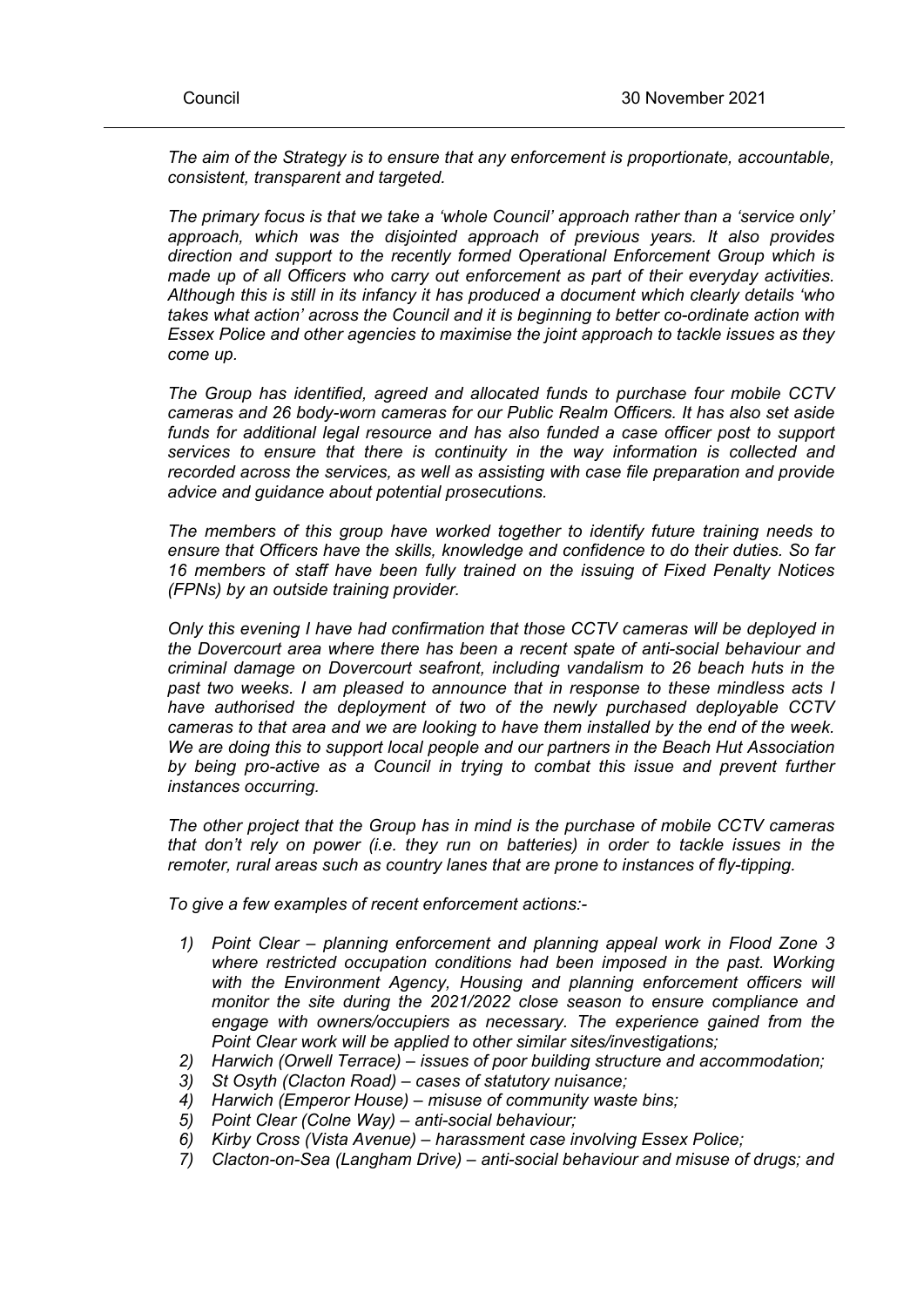*The aim of the Strategy is to ensure that any enforcement is proportionate, accountable, consistent, transparent and targeted.*

*The primary focus is that we take a 'whole Council' approach rather than a 'service only' approach, which was the disjointed approach of previous years. It also provides direction and support to the recently formed Operational Enforcement Group which is made up of all Officers who carry out enforcement as part of their everyday activities. Although this is still in its infancy it has produced a document which clearly details 'who takes what action' across the Council and it is beginning to better co-ordinate action with Essex Police and other agencies to maximise the joint approach to tackle issues as they come up.*

*The Group has identified, agreed and allocated funds to purchase four mobile CCTV cameras and 26 body-worn cameras for our Public Realm Officers. It has also set aside funds for additional legal resource and has also funded a case officer post to support services to ensure that there is continuity in the way information is collected and recorded across the services, as well as assisting with case file preparation and provide advice and guidance about potential prosecutions.*

*The members of this group have worked together to identify future training needs to ensure that Officers have the skills, knowledge and confidence to do their duties. So far 16 members of staff have been fully trained on the issuing of Fixed Penalty Notices (FPNs) by an outside training provider.*

*Only this evening I have had confirmation that those CCTV cameras will be deployed in the Dovercourt area where there has been a recent spate of anti-social behaviour and criminal damage on Dovercourt seafront, including vandalism to 26 beach huts in the past two weeks. I am pleased to announce that in response to these mindless acts I have authorised the deployment of two of the newly purchased deployable CCTV cameras to that area and we are looking to have them installed by the end of the week. We are doing this to support local people and our partners in the Beach Hut Association by being pro-active as a Council in trying to combat this issue and prevent further instances occurring.*

*The other project that the Group has in mind is the purchase of mobile CCTV cameras that don't rely on power (i.e. they run on batteries) in order to tackle issues in the remoter, rural areas such as country lanes that are prone to instances of fly-tipping.*

*To give a few examples of recent enforcement actions:-*

1) *Point Clear – planning enforcement and planning appeal work in Flood Zone 3 where restricted occupation conditions had been imposed in the past. Working with the Environment Agency, Housing and planning enforcement officers will monitor the site during the 2021/2022 close season to ensure compliance and engage with owners/occupiers as necessary. The experience gained from the Point Clear work will be applied to other similar sites/investigations;*
2) *Harwich (Orwell Terrace) – issues of poor building structure and accommodation;*
3) *St Osyth (Clacton Road) – cases of statutory nuisance;*
4) *Harwich (Emperor House) – misuse of community waste bins;*
5) *Point Clear (Colne Way) – anti-social behaviour;*
6) *Kirby Cross (Vista Avenue) – harassment case involving Essex Police;*
7) *Clacton-on-Sea (Langham Drive) – anti-social behaviour and misuse of drugs; and*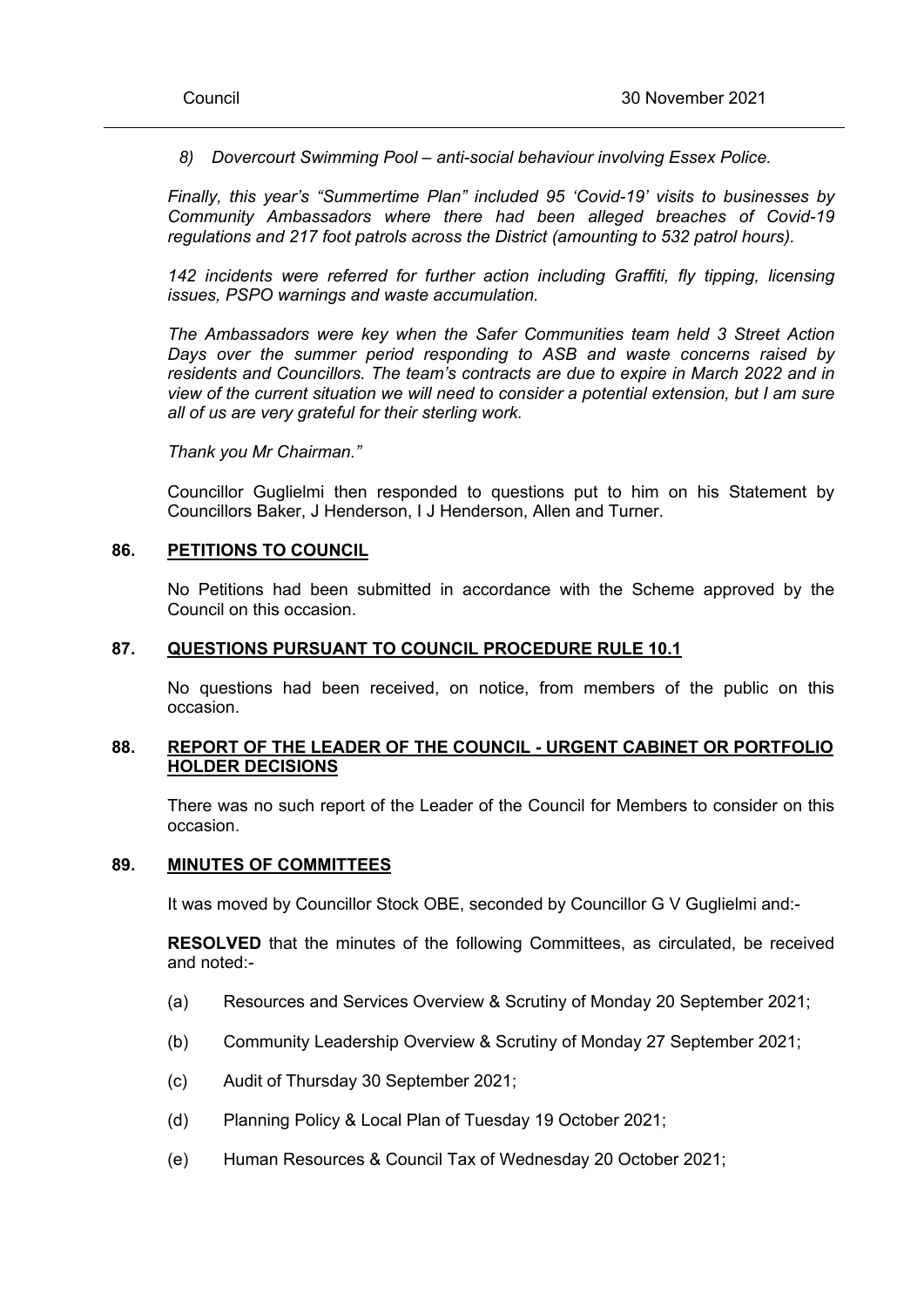*8) Dovercourt Swimming Pool – anti-social behaviour involving Essex Police.*

*Finally, this year's "Summertime Plan" included 95 'Covid-19' visits to businesses by Community Ambassadors where there had been alleged breaches of Covid-19 regulations and 217 foot patrols across the District (amounting to 532 patrol hours).*

*142 incidents were referred for further action including Graffiti, fly tipping, licensing issues, PSPO warnings and waste accumulation.*

*The Ambassadors were key when the Safer Communities team held 3 Street Action Days over the summer period responding to ASB and waste concerns raised by residents and Councillors. The team's contracts are due to expire in March 2022 and in view of the current situation we will need to consider a potential extension, but I am sure all of us are very grateful for their sterling work.*

*Thank you Mr Chairman."*

Councillor Guglielmi then responded to questions put to him on his Statement by Councillors Baker, J Henderson, I J Henderson, Allen and Turner.

## 86. PETITIONS TO COUNCIL

No Petitions had been submitted in accordance with the Scheme approved by the Council on this occasion.

## 87. QUESTIONS PURSUANT TO COUNCIL PROCEDURE RULE 10.1

No questions had been received, on notice, from members of the public on this occasion.

## 88. REPORT OF THE LEADER OF THE COUNCIL - URGENT CABINET OR PORTFOLIO HOLDER DECISIONS

There was no such report of the Leader of the Council for Members to consider on this occasion.

## 89. MINUTES OF COMMITTEES

It was moved by Councillor Stock OBE, seconded by Councillor G V Guglielmi and:-

**RESOLVED** that the minutes of the following Committees, as circulated, be received and noted:-

(a) Resources and Services Overview & Scrutiny of Monday 20 September 2021;

(b) Community Leadership Overview & Scrutiny of Monday 27 September 2021;

(c) Audit of Thursday 30 September 2021;

(d) Planning Policy & Local Plan of Tuesday 19 October 2021;

(e) Human Resources & Council Tax of Wednesday 20 October 2021;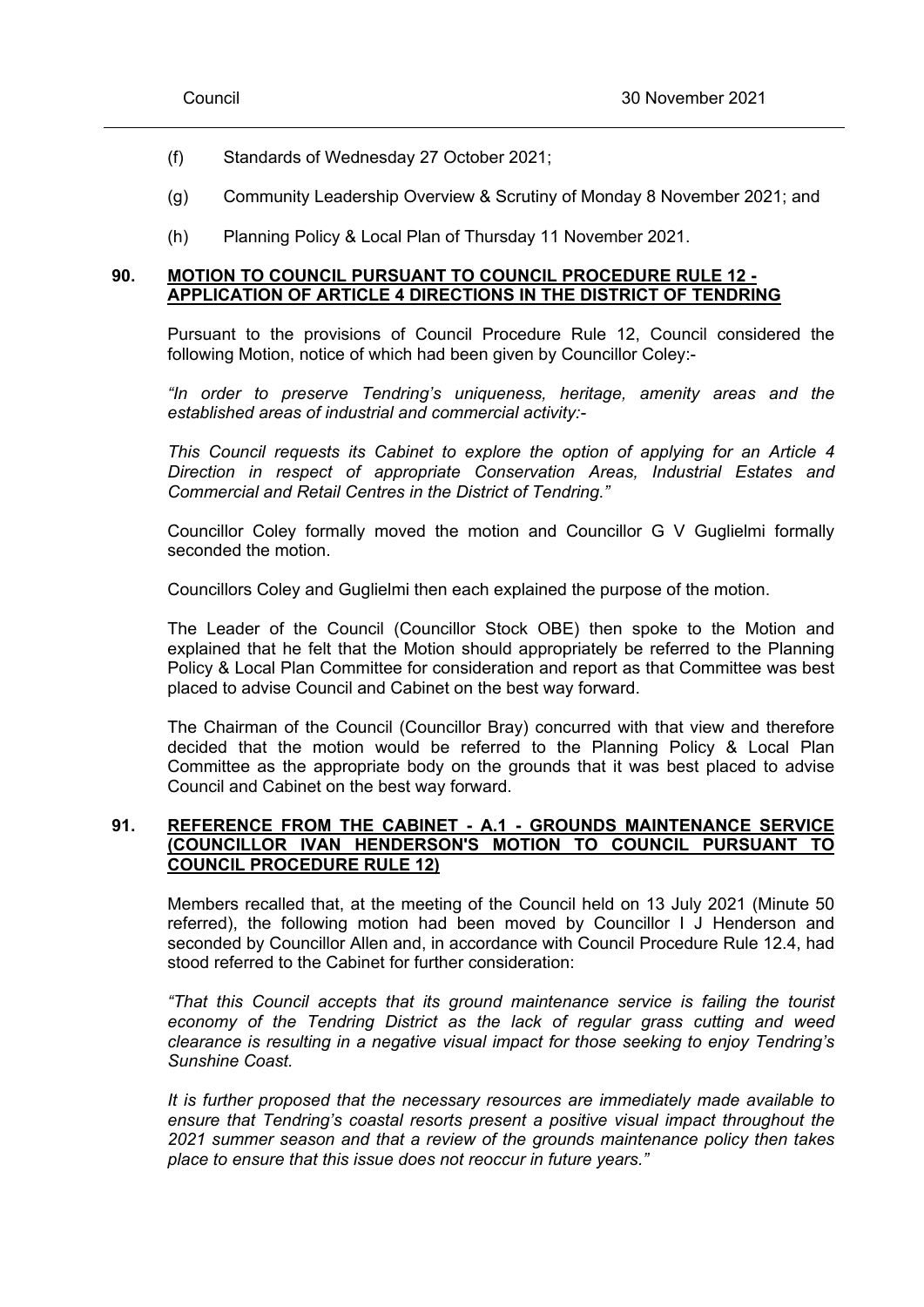(f) Standards of Wednesday 27 October 2021;

(g) Community Leadership Overview & Scrutiny of Monday 8 November 2021; and

(h) Planning Policy & Local Plan of Thursday 11 November 2021.

**90. MOTION TO COUNCIL PURSUANT TO COUNCIL PROCEDURE RULE 12 - APPLICATION OF ARTICLE 4 DIRECTIONS IN THE DISTRICT OF TENDRING**

Pursuant to the provisions of Council Procedure Rule 12, Council considered the following Motion, notice of which had been given by Councillor Coley:-

*"In order to preserve Tendring's uniqueness, heritage, amenity areas and the established areas of industrial and commercial activity:-*

*This Council requests its Cabinet to explore the option of applying for an Article 4 Direction in respect of appropriate Conservation Areas, Industrial Estates and Commercial and Retail Centres in the District of Tendring."*

Councillor Coley formally moved the motion and Councillor G V Guglielmi formally seconded the motion.

Councillors Coley and Guglielmi then each explained the purpose of the motion.

The Leader of the Council (Councillor Stock OBE) then spoke to the Motion and explained that he felt that the Motion should appropriately be referred to the Planning Policy & Local Plan Committee for consideration and report as that Committee was best placed to advise Council and Cabinet on the best way forward.

The Chairman of the Council (Councillor Bray) concurred with that view and therefore decided that the motion would be referred to the Planning Policy & Local Plan Committee as the appropriate body on the grounds that it was best placed to advise Council and Cabinet on the best way forward.

**91. REFERENCE FROM THE CABINET - A.1 - GROUNDS MAINTENANCE SERVICE (COUNCILLOR IVAN HENDERSON'S MOTION TO COUNCIL PURSUANT TO COUNCIL PROCEDURE RULE 12)**

Members recalled that, at the meeting of the Council held on 13 July 2021 (Minute 50 referred), the following motion had been moved by Councillor I J Henderson and seconded by Councillor Allen and, in accordance with Council Procedure Rule 12.4, had stood referred to the Cabinet for further consideration:

*"That this Council accepts that its ground maintenance service is failing the tourist economy of the Tendring District as the lack of regular grass cutting and weed clearance is resulting in a negative visual impact for those seeking to enjoy Tendring's Sunshine Coast.*

*It is further proposed that the necessary resources are immediately made available to ensure that Tendring's coastal resorts present a positive visual impact throughout the 2021 summer season and that a review of the grounds maintenance policy then takes place to ensure that this issue does not reoccur in future years."*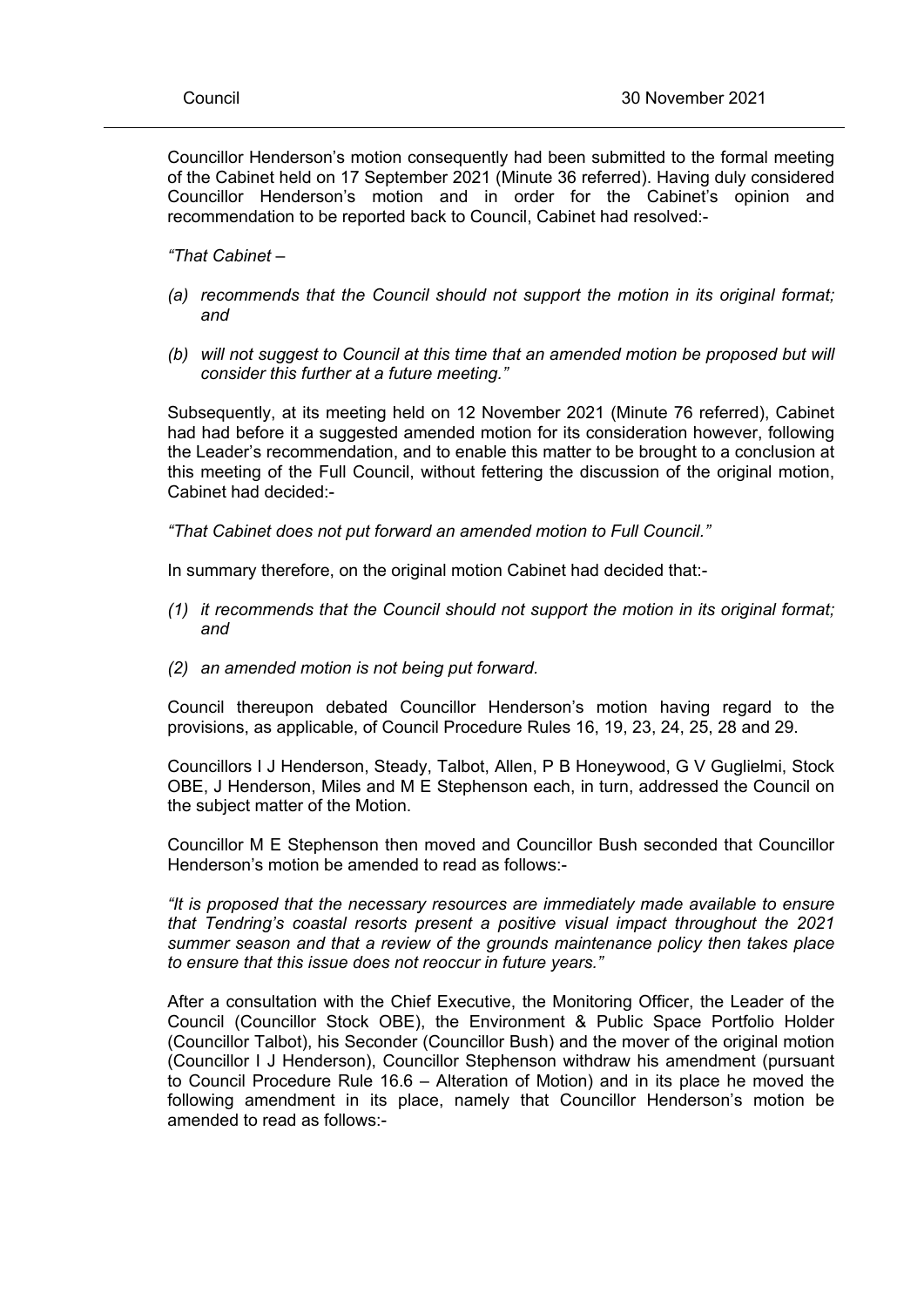Councillor Henderson's motion consequently had been submitted to the formal meeting of the Cabinet held on 17 September 2021 (Minute 36 referred). Having duly considered Councillor Henderson's motion and in order for the Cabinet's opinion and recommendation to be reported back to Council, Cabinet had resolved:-

*"That Cabinet –*

*(a) recommends that the Council should not support the motion in its original format; and*

*(b) will not suggest to Council at this time that an amended motion be proposed but will consider this further at a future meeting."*

Subsequently, at its meeting held on 12 November 2021 (Minute 76 referred), Cabinet had had before it a suggested amended motion for its consideration however, following the Leader's recommendation, and to enable this matter to be brought to a conclusion at this meeting of the Full Council, without fettering the discussion of the original motion, Cabinet had decided:-

*"That Cabinet does not put forward an amended motion to Full Council."*

In summary therefore, on the original motion Cabinet had decided that:-

*(1) it recommends that the Council should not support the motion in its original format; and*

*(2) an amended motion is not being put forward.*

Council thereupon debated Councillor Henderson's motion having regard to the provisions, as applicable, of Council Procedure Rules 16, 19, 23, 24, 25, 28 and 29.

Councillors I J Henderson, Steady, Talbot, Allen, P B Honeywood, G V Guglielmi, Stock OBE, J Henderson, Miles and M E Stephenson each, in turn, addressed the Council on the subject matter of the Motion.

Councillor M E Stephenson then moved and Councillor Bush seconded that Councillor Henderson's motion be amended to read as follows:-

*"It is proposed that the necessary resources are immediately made available to ensure that Tendring's coastal resorts present a positive visual impact throughout the 2021 summer season and that a review of the grounds maintenance policy then takes place to ensure that this issue does not reoccur in future years."*

After a consultation with the Chief Executive, the Monitoring Officer, the Leader of the Council (Councillor Stock OBE), the Environment & Public Space Portfolio Holder (Councillor Talbot), his Seconder (Councillor Bush) and the mover of the original motion (Councillor I J Henderson), Councillor Stephenson withdraw his amendment (pursuant to Council Procedure Rule 16.6 – Alteration of Motion) and in its place he moved the following amendment in its place, namely that Councillor Henderson's motion be amended to read as follows:-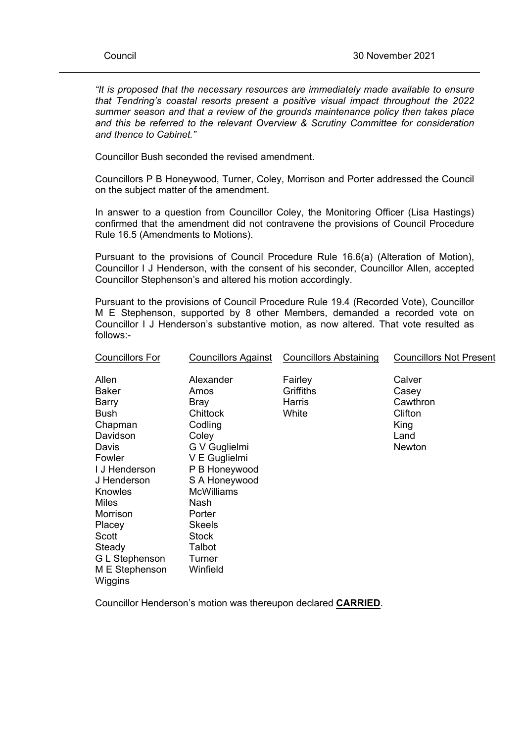*"It is proposed that the necessary resources are immediately made available to ensure that Tendring's coastal resorts present a positive visual impact throughout the 2022 summer season and that a review of the grounds maintenance policy then takes place and this be referred to the relevant Overview & Scrutiny Committee for consideration and thence to Cabinet."*

Councillor Bush seconded the revised amendment.

Councillors P B Honeywood, Turner, Coley, Morrison and Porter addressed the Council on the subject matter of the amendment.

In answer to a question from Councillor Coley, the Monitoring Officer (Lisa Hastings) confirmed that the amendment did not contravene the provisions of Council Procedure Rule 16.5 (Amendments to Motions).

Pursuant to the provisions of Council Procedure Rule 16.6(a) (Alteration of Motion), Councillor I J Henderson, with the consent of his seconder, Councillor Allen, accepted Councillor Stephenson's and altered his motion accordingly.

Pursuant to the provisions of Council Procedure Rule 19.4 (Recorded Vote), Councillor M E Stephenson, supported by 8 other Members, demanded a recorded vote on Councillor I J Henderson's substantive motion, as now altered. That vote resulted as follows:-

| Councillors For | Councillors Against | Councillors Abstaining | Councillors Not Present |
|---|---|---|---|
| Allen | Alexander | Fairley | Calver |
| Baker | Amos | Griffiths | Casey |
| Barry | Bray | Harris | Cawthron |
| Bush | Chittock | White | Clifton |
| Chapman | Codling | | King |
| Davidson | Coley | | Land |
| Davis | G V Guglielmi | | Newton |
| Fowler | V E Guglielmi | | |
| I J Henderson | P B Honeywood | | |
| J Henderson | S A Honeywood | | |
| Knowles | McWilliams | | |
| Miles | Nash | | |
| Morrison | Porter | | |
| Placey | Skeels | | |
| Scott | Stock | | |
| Steady | Talbot | | |
| G L Stephenson | Turner | | |
| M E Stephenson | Winfield | | |
| Wiggins | | | |

Councillor Henderson's motion was thereupon declared **CARRIED**.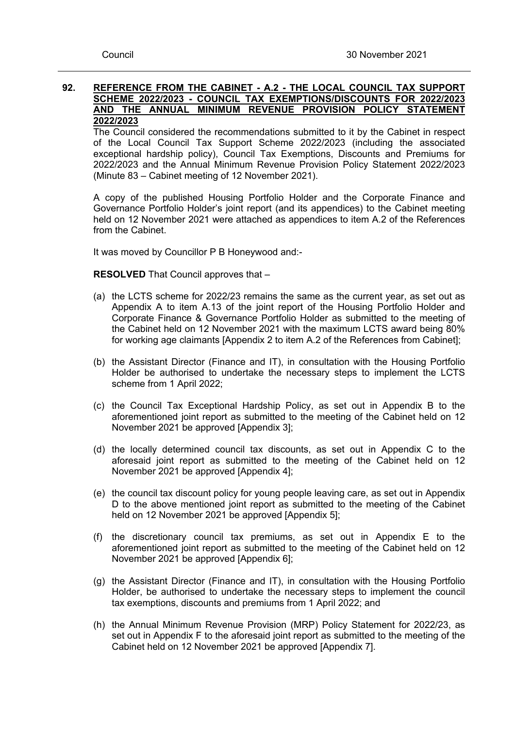## 92. REFERENCE FROM THE CABINET - A.2 - THE LOCAL COUNCIL TAX SUPPORT SCHEME 2022/2023 - COUNCIL TAX EXEMPTIONS/DISCOUNTS FOR 2022/2023 AND THE ANNUAL MINIMUM REVENUE PROVISION POLICY STATEMENT 2022/2023

The Council considered the recommendations submitted to it by the Cabinet in respect of the Local Council Tax Support Scheme 2022/2023 (including the associated exceptional hardship policy), Council Tax Exemptions, Discounts and Premiums for 2022/2023 and the Annual Minimum Revenue Provision Policy Statement 2022/2023 (Minute 83 – Cabinet meeting of 12 November 2021).

A copy of the published Housing Portfolio Holder and the Corporate Finance and Governance Portfolio Holder's joint report (and its appendices) to the Cabinet meeting held on 12 November 2021 were attached as appendices to item A.2 of the References from the Cabinet.

It was moved by Councillor P B Honeywood and:-

**RESOLVED** That Council approves that –

(a) the LCTS scheme for 2022/23 remains the same as the current year, as set out as Appendix A to item A.13 of the joint report of the Housing Portfolio Holder and Corporate Finance & Governance Portfolio Holder as submitted to the meeting of the Cabinet held on 12 November 2021 with the maximum LCTS award being 80% for working age claimants [Appendix 2 to item A.2 of the References from Cabinet];

(b) the Assistant Director (Finance and IT), in consultation with the Housing Portfolio Holder be authorised to undertake the necessary steps to implement the LCTS scheme from 1 April 2022;

(c) the Council Tax Exceptional Hardship Policy, as set out in Appendix B to the aforementioned joint report as submitted to the meeting of the Cabinet held on 12 November 2021 be approved [Appendix 3];

(d) the locally determined council tax discounts, as set out in Appendix C to the aforesaid joint report as submitted to the meeting of the Cabinet held on 12 November 2021 be approved [Appendix 4];

(e) the council tax discount policy for young people leaving care, as set out in Appendix D to the above mentioned joint report as submitted to the meeting of the Cabinet held on 12 November 2021 be approved [Appendix 5];

(f) the discretionary council tax premiums, as set out in Appendix E to the aforementioned joint report as submitted to the meeting of the Cabinet held on 12 November 2021 be approved [Appendix 6];

(g) the Assistant Director (Finance and IT), in consultation with the Housing Portfolio Holder, be authorised to undertake the necessary steps to implement the council tax exemptions, discounts and premiums from 1 April 2022; and

(h) the Annual Minimum Revenue Provision (MRP) Policy Statement for 2022/23, as set out in Appendix F to the aforesaid joint report as submitted to the meeting of the Cabinet held on 12 November 2021 be approved [Appendix 7].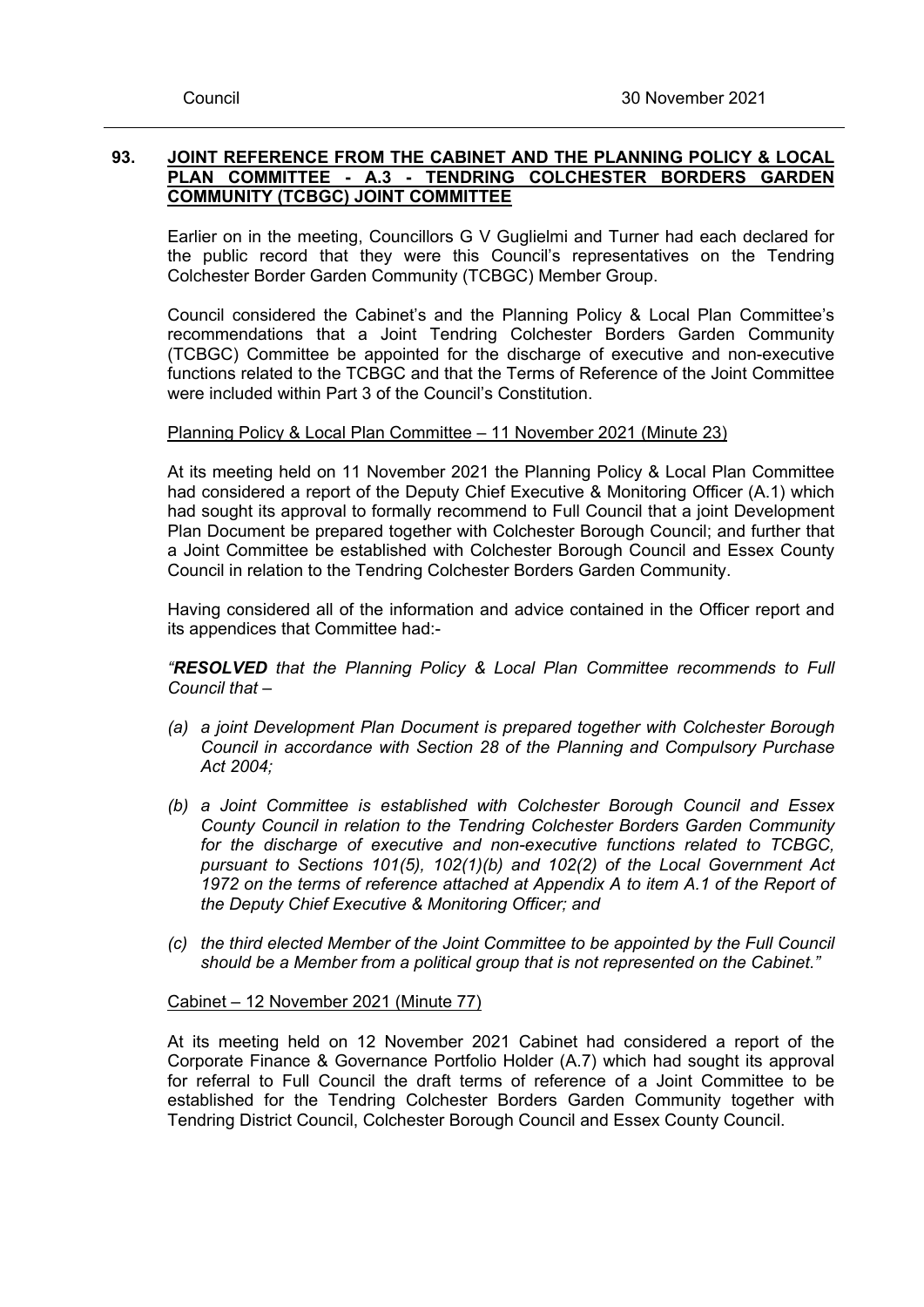## 93. JOINT REFERENCE FROM THE CABINET AND THE PLANNING POLICY & LOCAL PLAN COMMITTEE - A.3 - TENDRING COLCHESTER BORDERS GARDEN COMMUNITY (TCBGC) JOINT COMMITTEE

Earlier on in the meeting, Councillors G V Guglielmi and Turner had each declared for the public record that they were this Council's representatives on the Tendring Colchester Border Garden Community (TCBGC) Member Group.

Council considered the Cabinet's and the Planning Policy & Local Plan Committee's recommendations that a Joint Tendring Colchester Borders Garden Community (TCBGC) Committee be appointed for the discharge of executive and non-executive functions related to the TCBGC and that the Terms of Reference of the Joint Committee were included within Part 3 of the Council's Constitution.

Planning Policy & Local Plan Committee – 11 November 2021 (Minute 23)

At its meeting held on 11 November 2021 the Planning Policy & Local Plan Committee had considered a report of the Deputy Chief Executive & Monitoring Officer (A.1) which had sought its approval to formally recommend to Full Council that a joint Development Plan Document be prepared together with Colchester Borough Council; and further that a Joint Committee be established with Colchester Borough Council and Essex County Council in relation to the Tendring Colchester Borders Garden Community.

Having considered all of the information and advice contained in the Officer report and its appendices that Committee had:-

*"**RESOLVED** that the Planning Policy & Local Plan Committee recommends to Full Council that –*

*(a) a joint Development Plan Document is prepared together with Colchester Borough Council in accordance with Section 28 of the Planning and Compulsory Purchase Act 2004;*

*(b) a Joint Committee is established with Colchester Borough Council and Essex County Council in relation to the Tendring Colchester Borders Garden Community for the discharge of executive and non-executive functions related to TCBGC, pursuant to Sections 101(5), 102(1)(b) and 102(2) of the Local Government Act 1972 on the terms of reference attached at Appendix A to item A.1 of the Report of the Deputy Chief Executive & Monitoring Officer; and*

*(c) the third elected Member of the Joint Committee to be appointed by the Full Council should be a Member from a political group that is not represented on the Cabinet."*

Cabinet – 12 November 2021 (Minute 77)

At its meeting held on 12 November 2021 Cabinet had considered a report of the Corporate Finance & Governance Portfolio Holder (A.7) which had sought its approval for referral to Full Council the draft terms of reference of a Joint Committee to be established for the Tendring Colchester Borders Garden Community together with Tendring District Council, Colchester Borough Council and Essex County Council.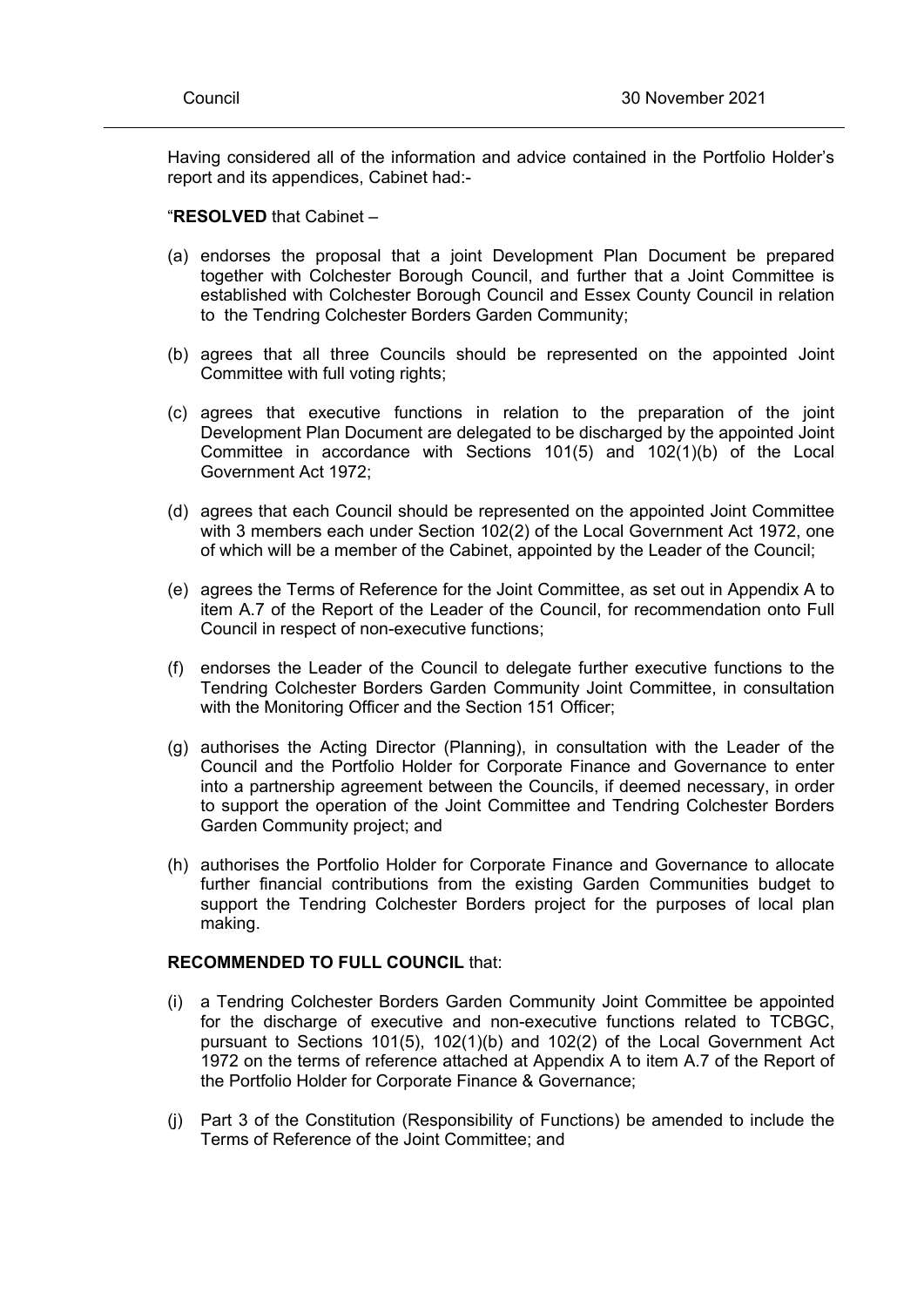Having considered all of the information and advice contained in the Portfolio Holder's report and its appendices, Cabinet had:-

"**RESOLVED** that Cabinet –

(a) endorses the proposal that a joint Development Plan Document be prepared together with Colchester Borough Council, and further that a Joint Committee is established with Colchester Borough Council and Essex County Council in relation to the Tendring Colchester Borders Garden Community;

(b) agrees that all three Councils should be represented on the appointed Joint Committee with full voting rights;

(c) agrees that executive functions in relation to the preparation of the joint Development Plan Document are delegated to be discharged by the appointed Joint Committee in accordance with Sections 101(5) and 102(1)(b) of the Local Government Act 1972;

(d) agrees that each Council should be represented on the appointed Joint Committee with 3 members each under Section 102(2) of the Local Government Act 1972, one of which will be a member of the Cabinet, appointed by the Leader of the Council;

(e) agrees the Terms of Reference for the Joint Committee, as set out in Appendix A to item A.7 of the Report of the Leader of the Council, for recommendation onto Full Council in respect of non-executive functions;

(f) endorses the Leader of the Council to delegate further executive functions to the Tendring Colchester Borders Garden Community Joint Committee, in consultation with the Monitoring Officer and the Section 151 Officer;

(g) authorises the Acting Director (Planning), in consultation with the Leader of the Council and the Portfolio Holder for Corporate Finance and Governance to enter into a partnership agreement between the Councils, if deemed necessary, in order to support the operation of the Joint Committee and Tendring Colchester Borders Garden Community project; and

(h) authorises the Portfolio Holder for Corporate Finance and Governance to allocate further financial contributions from the existing Garden Communities budget to support the Tendring Colchester Borders project for the purposes of local plan making.

**RECOMMENDED TO FULL COUNCIL** that:

(i) a Tendring Colchester Borders Garden Community Joint Committee be appointed for the discharge of executive and non-executive functions related to TCBGC, pursuant to Sections 101(5), 102(1)(b) and 102(2) of the Local Government Act 1972 on the terms of reference attached at Appendix A to item A.7 of the Report of the Portfolio Holder for Corporate Finance & Governance;

(j) Part 3 of the Constitution (Responsibility of Functions) be amended to include the Terms of Reference of the Joint Committee; and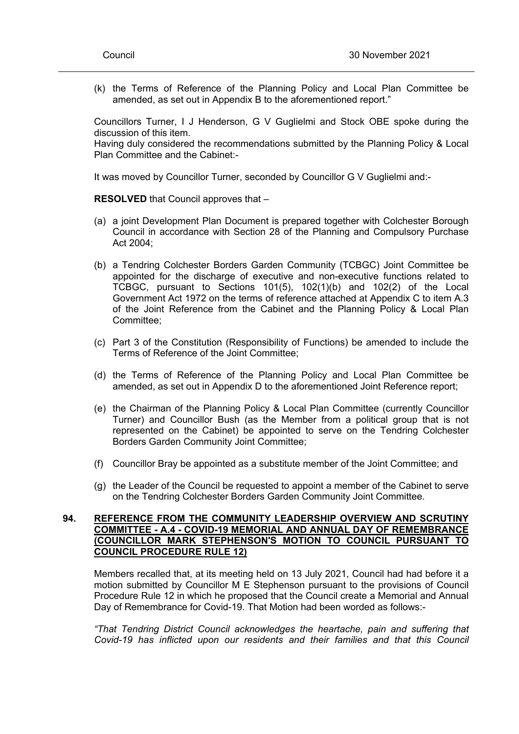(k) the Terms of Reference of the Planning Policy and Local Plan Committee be amended, as set out in Appendix B to the aforementioned report."

Councillors Turner, I J Henderson, G V Guglielmi and Stock OBE spoke during the discussion of this item.

Having duly considered the recommendations submitted by the Planning Policy & Local Plan Committee and the Cabinet:-

It was moved by Councillor Turner, seconded by Councillor G V Guglielmi and:-

**RESOLVED** that Council approves that –

(a) a joint Development Plan Document is prepared together with Colchester Borough Council in accordance with Section 28 of the Planning and Compulsory Purchase Act 2004;

(b) a Tendring Colchester Borders Garden Community (TCBGC) Joint Committee be appointed for the discharge of executive and non-executive functions related to TCBGC, pursuant to Sections 101(5), 102(1)(b) and 102(2) of the Local Government Act 1972 on the terms of reference attached at Appendix C to item A.3 of the Joint Reference from the Cabinet and the Planning Policy & Local Plan Committee;

(c) Part 3 of the Constitution (Responsibility of Functions) be amended to include the Terms of Reference of the Joint Committee;

(d) the Terms of Reference of the Planning Policy and Local Plan Committee be amended, as set out in Appendix D to the aforementioned Joint Reference report;

(e) the Chairman of the Planning Policy & Local Plan Committee (currently Councillor Turner) and Councillor Bush (as the Member from a political group that is not represented on the Cabinet) be appointed to serve on the Tendring Colchester Borders Garden Community Joint Committee;

(f) Councillor Bray be appointed as a substitute member of the Joint Committee; and

(g) the Leader of the Council be requested to appoint a member of the Cabinet to serve on the Tendring Colchester Borders Garden Community Joint Committee.

## 94. REFERENCE FROM THE COMMUNITY LEADERSHIP OVERVIEW AND SCRUTINY COMMITTEE - A.4 - COVID-19 MEMORIAL AND ANNUAL DAY OF REMEMBRANCE (COUNCILLOR MARK STEPHENSON'S MOTION TO COUNCIL PURSUANT TO COUNCIL PROCEDURE RULE 12)

Members recalled that, at its meeting held on 13 July 2021, Council had had before it a motion submitted by Councillor M E Stephenson pursuant to the provisions of Council Procedure Rule 12 in which he proposed that the Council create a Memorial and Annual Day of Remembrance for Covid-19. That Motion had been worded as follows:-

*"That Tendring District Council acknowledges the heartache, pain and suffering that Covid-19 has inflicted upon our residents and their families and that this Council*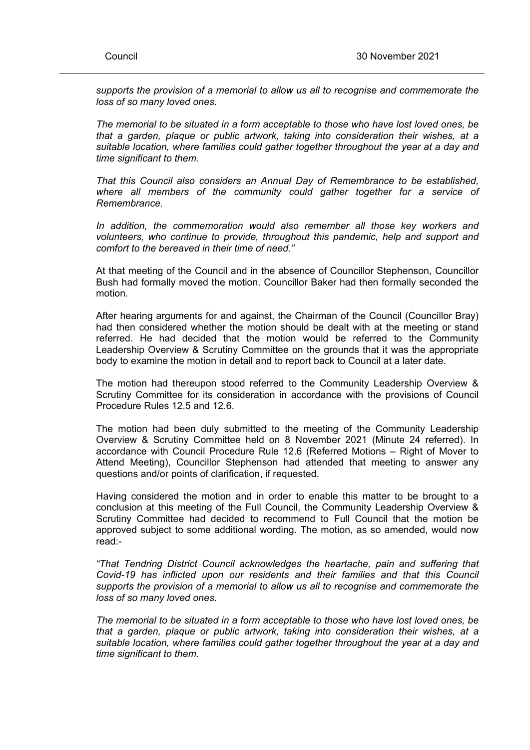*supports the provision of a memorial to allow us all to recognise and commemorate the loss of so many loved ones.*

*The memorial to be situated in a form acceptable to those who have lost loved ones, be that a garden, plaque or public artwork, taking into consideration their wishes, at a suitable location, where families could gather together throughout the year at a day and time significant to them.*

*That this Council also considers an Annual Day of Remembrance to be established, where all members of the community could gather together for a service of Remembrance.*

*In addition, the commemoration would also remember all those key workers and volunteers, who continue to provide, throughout this pandemic, help and support and comfort to the bereaved in their time of need."*

At that meeting of the Council and in the absence of Councillor Stephenson, Councillor Bush had formally moved the motion. Councillor Baker had then formally seconded the motion.

After hearing arguments for and against, the Chairman of the Council (Councillor Bray) had then considered whether the motion should be dealt with at the meeting or stand referred. He had decided that the motion would be referred to the Community Leadership Overview & Scrutiny Committee on the grounds that it was the appropriate body to examine the motion in detail and to report back to Council at a later date.

The motion had thereupon stood referred to the Community Leadership Overview & Scrutiny Committee for its consideration in accordance with the provisions of Council Procedure Rules 12.5 and 12.6.

The motion had been duly submitted to the meeting of the Community Leadership Overview & Scrutiny Committee held on 8 November 2021 (Minute 24 referred). In accordance with Council Procedure Rule 12.6 (Referred Motions – Right of Mover to Attend Meeting), Councillor Stephenson had attended that meeting to answer any questions and/or points of clarification, if requested.

Having considered the motion and in order to enable this matter to be brought to a conclusion at this meeting of the Full Council, the Community Leadership Overview & Scrutiny Committee had decided to recommend to Full Council that the motion be approved subject to some additional wording. The motion, as so amended, would now read:-

*"That Tendring District Council acknowledges the heartache, pain and suffering that Covid-19 has inflicted upon our residents and their families and that this Council supports the provision of a memorial to allow us all to recognise and commemorate the loss of so many loved ones.*

*The memorial to be situated in a form acceptable to those who have lost loved ones, be that a garden, plaque or public artwork, taking into consideration their wishes, at a suitable location, where families could gather together throughout the year at a day and time significant to them.*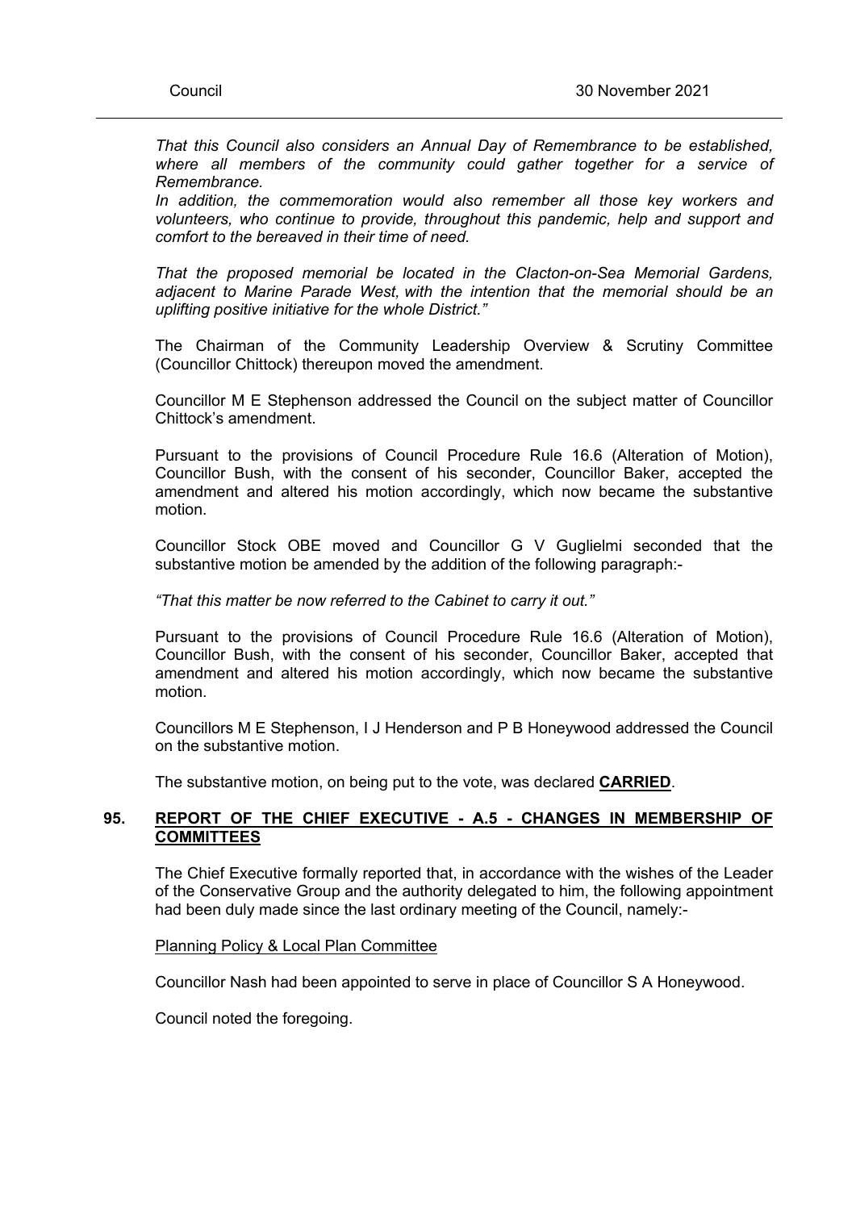*That this Council also considers an Annual Day of Remembrance to be established, where all members of the community could gather together for a service of Remembrance.*
*In addition, the commemoration would also remember all those key workers and volunteers, who continue to provide, throughout this pandemic, help and support and comfort to the bereaved in their time of need.*

*That the proposed memorial be located in the Clacton-on-Sea Memorial Gardens, adjacent to Marine Parade West, with the intention that the memorial should be an uplifting positive initiative for the whole District."*

The Chairman of the Community Leadership Overview & Scrutiny Committee (Councillor Chittock) thereupon moved the amendment.

Councillor M E Stephenson addressed the Council on the subject matter of Councillor Chittock's amendment.

Pursuant to the provisions of Council Procedure Rule 16.6 (Alteration of Motion), Councillor Bush, with the consent of his seconder, Councillor Baker, accepted the amendment and altered his motion accordingly, which now became the substantive motion.

Councillor Stock OBE moved and Councillor G V Guglielmi seconded that the substantive motion be amended by the addition of the following paragraph:-

*"That this matter be now referred to the Cabinet to carry it out."*

Pursuant to the provisions of Council Procedure Rule 16.6 (Alteration of Motion), Councillor Bush, with the consent of his seconder, Councillor Baker, accepted that amendment and altered his motion accordingly, which now became the substantive motion.

Councillors M E Stephenson, I J Henderson and P B Honeywood addressed the Council on the substantive motion.

The substantive motion, on being put to the vote, was declared **CARRIED**.

## 95. REPORT OF THE CHIEF EXECUTIVE - A.5 - CHANGES IN MEMBERSHIP OF COMMITTEES

The Chief Executive formally reported that, in accordance with the wishes of the Leader of the Conservative Group and the authority delegated to him, the following appointment had been duly made since the last ordinary meeting of the Council, namely:-

Planning Policy & Local Plan Committee

Councillor Nash had been appointed to serve in place of Councillor S A Honeywood.

Council noted the foregoing.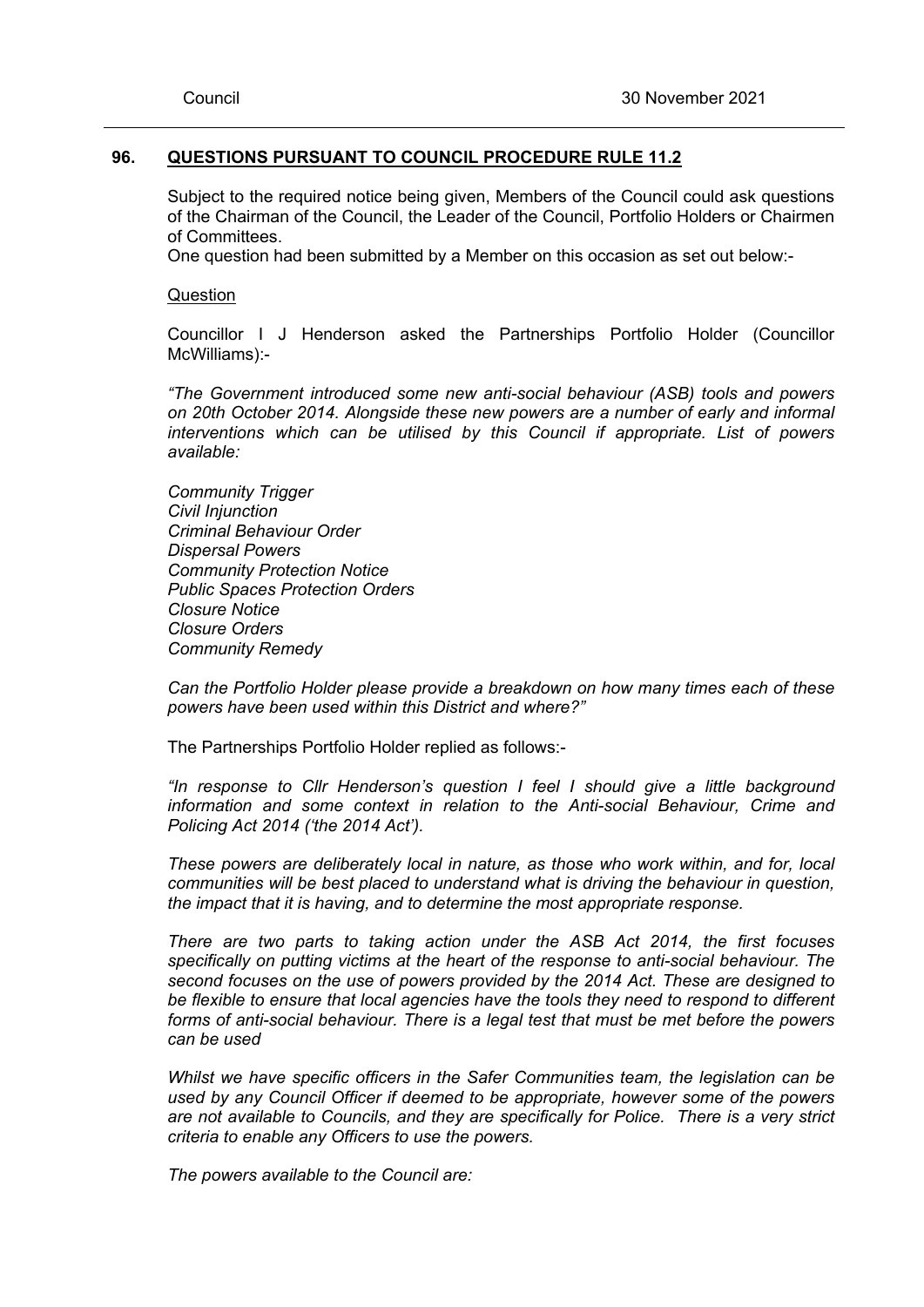## 96. QUESTIONS PURSUANT TO COUNCIL PROCEDURE RULE 11.2

Subject to the required notice being given, Members of the Council could ask questions of the Chairman of the Council, the Leader of the Council, Portfolio Holders or Chairmen of Committees.

One question had been submitted by a Member on this occasion as set out below:-

Question

Councillor I J Henderson asked the Partnerships Portfolio Holder (Councillor McWilliams):-

*"The Government introduced some new anti-social behaviour (ASB) tools and powers on 20th October 2014. Alongside these new powers are a number of early and informal interventions which can be utilised by this Council if appropriate. List of powers available:*

*Community Trigger*
*Civil Injunction*
*Criminal Behaviour Order*
*Dispersal Powers*
*Community Protection Notice*
*Public Spaces Protection Orders*
*Closure Notice*
*Closure Orders*
*Community Remedy*

*Can the Portfolio Holder please provide a breakdown on how many times each of these powers have been used within this District and where?"*

The Partnerships Portfolio Holder replied as follows:-

*"In response to Cllr Henderson's question I feel I should give a little background information and some context in relation to the Anti-social Behaviour, Crime and Policing Act 2014 ('the 2014 Act').*

*These powers are deliberately local in nature, as those who work within, and for, local communities will be best placed to understand what is driving the behaviour in question, the impact that it is having, and to determine the most appropriate response.*

*There are two parts to taking action under the ASB Act 2014, the first focuses specifically on putting victims at the heart of the response to anti-social behaviour. The second focuses on the use of powers provided by the 2014 Act. These are designed to be flexible to ensure that local agencies have the tools they need to respond to different forms of anti-social behaviour. There is a legal test that must be met before the powers can be used*

*Whilst we have specific officers in the Safer Communities team, the legislation can be used by any Council Officer if deemed to be appropriate, however some of the powers are not available to Councils, and they are specifically for Police. There is a very strict criteria to enable any Officers to use the powers.*

*The powers available to the Council are:*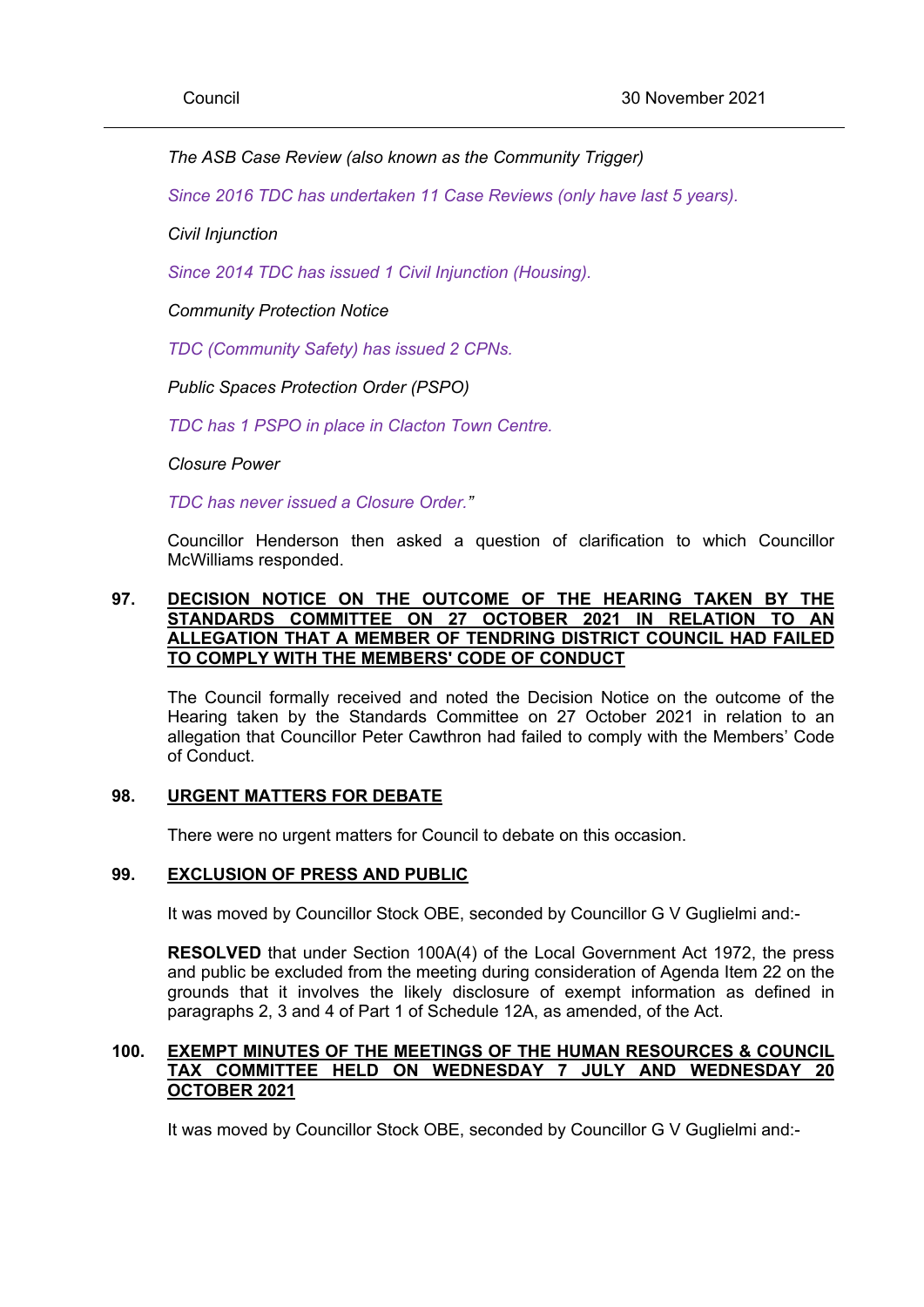*The ASB Case Review (also known as the Community Trigger)*

*Since 2016 TDC has undertaken 11 Case Reviews (only have last 5 years).*

*Civil Injunction*

*Since 2014 TDC has issued 1 Civil Injunction (Housing).*

*Community Protection Notice*

*TDC (Community Safety) has issued 2 CPNs.*

*Public Spaces Protection Order (PSPO)*

*TDC has 1 PSPO in place in Clacton Town Centre.*

*Closure Power*

*TDC has never issued a Closure Order."*

Councillor Henderson then asked a question of clarification to which Councillor McWilliams responded.

## 97. DECISION NOTICE ON THE OUTCOME OF THE HEARING TAKEN BY THE STANDARDS COMMITTEE ON 27 OCTOBER 2021 IN RELATION TO AN ALLEGATION THAT A MEMBER OF TENDRING DISTRICT COUNCIL HAD FAILED TO COMPLY WITH THE MEMBERS' CODE OF CONDUCT

The Council formally received and noted the Decision Notice on the outcome of the Hearing taken by the Standards Committee on 27 October 2021 in relation to an allegation that Councillor Peter Cawthron had failed to comply with the Members' Code of Conduct.

## 98. URGENT MATTERS FOR DEBATE

There were no urgent matters for Council to debate on this occasion.

## 99. EXCLUSION OF PRESS AND PUBLIC

It was moved by Councillor Stock OBE, seconded by Councillor G V Guglielmi and:-

**RESOLVED** that under Section 100A(4) of the Local Government Act 1972, the press and public be excluded from the meeting during consideration of Agenda Item 22 on the grounds that it involves the likely disclosure of exempt information as defined in paragraphs 2, 3 and 4 of Part 1 of Schedule 12A, as amended, of the Act.

## 100. EXEMPT MINUTES OF THE MEETINGS OF THE HUMAN RESOURCES & COUNCIL TAX COMMITTEE HELD ON WEDNESDAY 7 JULY AND WEDNESDAY 20 OCTOBER 2021

It was moved by Councillor Stock OBE, seconded by Councillor G V Guglielmi and:-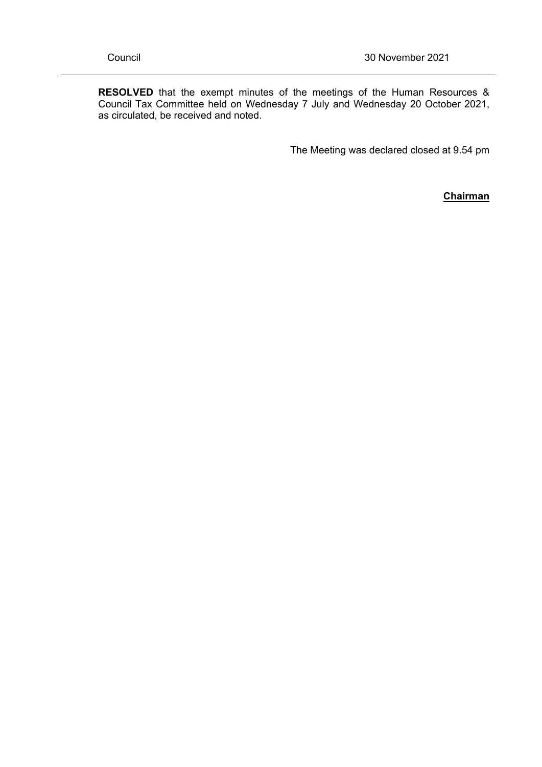**RESOLVED** that the exempt minutes of the meetings of the Human Resources & Council Tax Committee held on Wednesday 7 July and Wednesday 20 October 2021, as circulated, be received and noted.

The Meeting was declared closed at 9.54 pm

**Chairman**